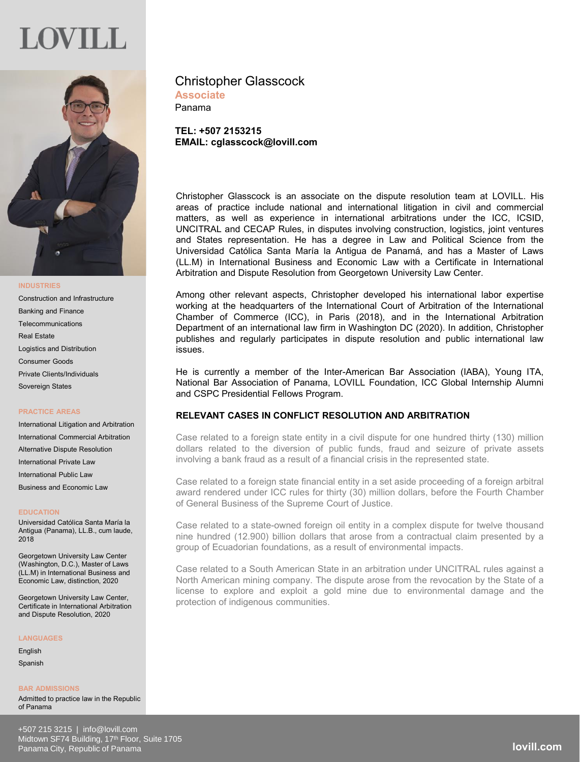LOVILL

# Christopher Glasscock

**Associate**

Panama

**TEL: +507 2153215**
**EMAIL: cglasscock@lovill.com**

Christopher Glasscock is an associate on the dispute resolution team at LOVILL. His areas of practice include national and international litigation in civil and commercial matters, as well as experience in international arbitrations under the ICC, ICSID, UNCITRAL and CECAP Rules, in disputes involving construction, logistics, joint ventures and States representation. He has a degree in Law and Political Science from the Universidad Católica Santa María la Antigua de Panamá, and has a Master of Laws (LL.M) in International Business and Economic Law with a Certificate in International Arbitration and Dispute Resolution from Georgetown University Law Center.

Among other relevant aspects, Christopher developed his international labor expertise working at the headquarters of the International Court of Arbitration of the International Chamber of Commerce (ICC), in Paris (2018), and in the International Arbitration Department of an international law firm in Washington DC (2020). In addition, Christopher publishes and regularly participates in dispute resolution and public international law issues.

He is currently a member of the Inter-American Bar Association (IABA), Young ITA, National Bar Association of Panama, LOVILL Foundation, ICC Global Internship Alumni and CSPC Presidential Fellows Program.

## RELEVANT CASES IN CONFLICT RESOLUTION AND ARBITRATION

Case related to a foreign state entity in a civil dispute for one hundred thirty (130) million dollars related to the diversion of public funds, fraud and seizure of private assets involving a bank fraud as a result of a financial crisis in the represented state.

Case related to a foreign state financial entity in a set aside proceeding of a foreign arbitral award rendered under ICC rules for thirty (30) million dollars, before the Fourth Chamber of General Business of the Supreme Court of Justice.

Case related to a state-owned foreign oil entity in a complex dispute for twelve thousand nine hundred (12.900) billion dollars that arose from a contractual claim presented by a group of Ecuadorian foundations, as a result of environmental impacts.

Case related to a South American State in an arbitration under UNCITRAL rules against a North American mining company. The dispute arose from the revocation by the State of a license to explore and exploit a gold mine due to environmental damage and the protection of indigenous communities.

### INDUSTRIES

- Construction and Infrastructure
- Banking and Finance
- Telecommunications
- Real Estate
- Logistics and Distribution
- Consumer Goods
- Private Clients/Individuals
- Sovereign States

### PRACTICE AREAS

- International Litigation and Arbitration
- International Commercial Arbitration
- Alternative Dispute Resolution
- International Private Law
- International Public Law
- Business and Economic Law

### EDUCATION

Universidad Católica Santa María la Antigua (Panama), LL.B., cum laude, 2018

Georgetown University Law Center (Washington, D.C.), Master of Laws (LL.M) in International Business and Economic Law, distinction, 2020

Georgetown University Law Center, Certificate in International Arbitration and Dispute Resolution, 2020

### LANGUAGES

- English
- Spanish

### BAR ADMISSIONS

Admitted to practice law in the Republic of Panama

+507 215 3215 | info@lovill.com
Midtown SF74 Building, 17th Floor, Suite 1705
Panama City, Republic of Panama

lovill.com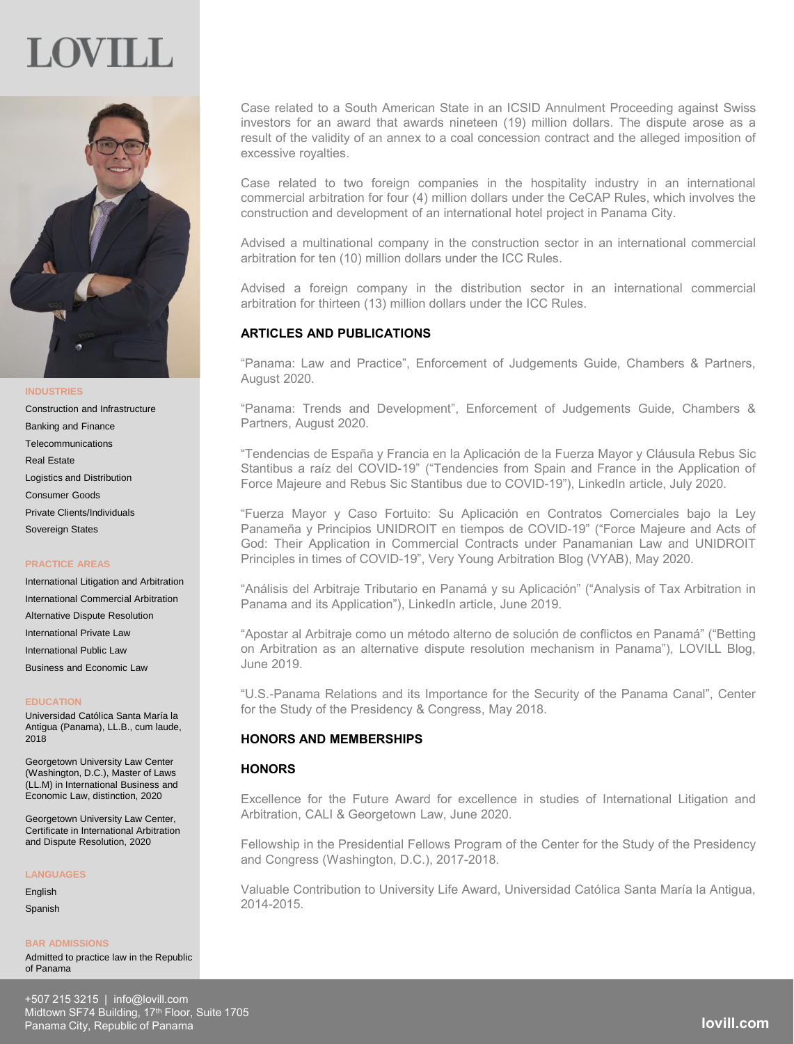# LOVILL

## INDUSTRIES

Construction and Infrastructure
Banking and Finance
Telecommunications
Real Estate
Logistics and Distribution
Consumer Goods
Private Clients/Individuals
Sovereign States

## PRACTICE AREAS

International Litigation and Arbitration
International Commercial Arbitration
Alternative Dispute Resolution
International Private Law
International Public Law
Business and Economic Law

## EDUCATION

Universidad Católica Santa María la Antigua (Panama), LL.B., cum laude, 2018

Georgetown University Law Center (Washington, D.C.), Master of Laws (LL.M) in International Business and Economic Law, distinction, 2020

Georgetown University Law Center, Certificate in International Arbitration and Dispute Resolution, 2020

## LANGUAGES

English
Spanish

## BAR ADMISSIONS

Admitted to practice law in the Republic of Panama

---

Case related to a South American State in an ICSID Annulment Proceeding against Swiss investors for an award that awards nineteen (19) million dollars. The dispute arose as a result of the validity of an annex to a coal concession contract and the alleged imposition of excessive royalties.

Case related to two foreign companies in the hospitality industry in an international commercial arbitration for four (4) million dollars under the CeCAP Rules, which involves the construction and development of an international hotel project in Panama City.

Advised a multinational company in the construction sector in an international commercial arbitration for ten (10) million dollars under the ICC Rules.

Advised a foreign company in the distribution sector in an international commercial arbitration for thirteen (13) million dollars under the ICC Rules.

## ARTICLES AND PUBLICATIONS

"Panama: Law and Practice", Enforcement of Judgements Guide, Chambers & Partners, August 2020.

"Panama: Trends and Development", Enforcement of Judgements Guide, Chambers & Partners, August 2020.

"Tendencias de España y Francia en la Aplicación de la Fuerza Mayor y Cláusula Rebus Sic Stantibus a raíz del COVID-19" ("Tendencies from Spain and France in the Application of Force Majeure and Rebus Sic Stantibus due to COVID-19"), LinkedIn article, July 2020.

"Fuerza Mayor y Caso Fortuito: Su Aplicación en Contratos Comerciales bajo la Ley Panameña y Principios UNIDROIT en tiempos de COVID-19" ("Force Majeure and Acts of God: Their Application in Commercial Contracts under Panamanian Law and UNIDROIT Principles in times of COVID-19", Very Young Arbitration Blog (VYAB), May 2020.

"Análisis del Arbitraje Tributario en Panamá y su Aplicación" ("Analysis of Tax Arbitration in Panama and its Application"), LinkedIn article, June 2019.

"Apostar al Arbitraje como un método alterno de solución de conflictos en Panamá" ("Betting on Arbitration as an alternative dispute resolution mechanism in Panama"), LOVILL Blog, June 2019.

"U.S.-Panama Relations and its Importance for the Security of the Panama Canal", Center for the Study of the Presidency & Congress, May 2018.

## HONORS AND MEMBERSHIPS

### HONORS

Excellence for the Future Award for excellence in studies of International Litigation and Arbitration, CALI & Georgetown Law, June 2020.

Fellowship in the Presidential Fellows Program of the Center for the Study of the Presidency and Congress (Washington, D.C.), 2017-2018.

Valuable Contribution to University Life Award, Universidad Católica Santa María la Antigua, 2014-2015.

---

+507 215 3215 | info@lovill.com
Midtown SF74 Building, 17th Floor, Suite 1705
Panama City, Republic of Panama

lovill.com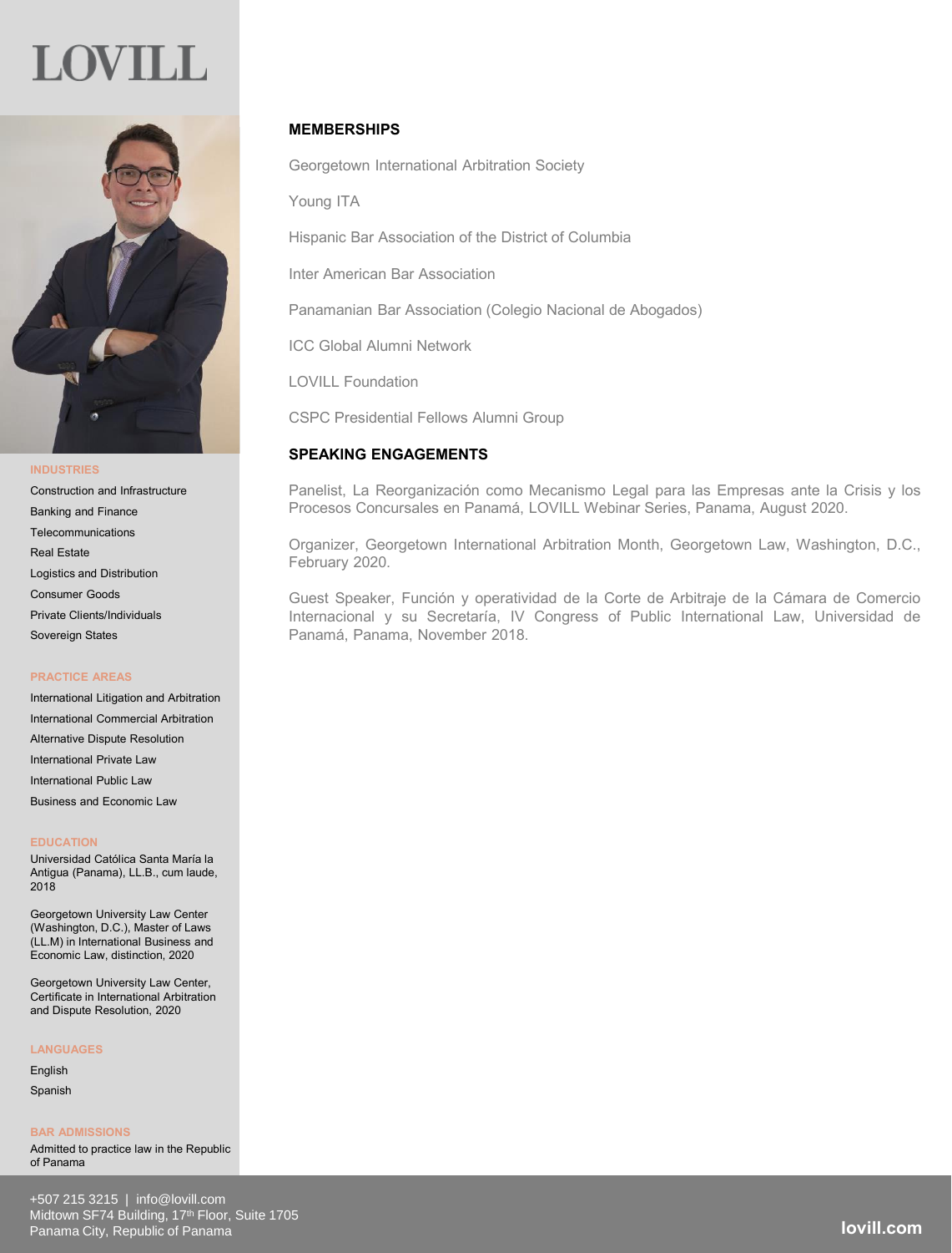# LOVILL

## INDUSTRIES

Construction and Infrastructure

Banking and Finance

Telecommunications

Real Estate

Logistics and Distribution

Consumer Goods

Private Clients/Individuals

Sovereign States

## PRACTICE AREAS

International Litigation and Arbitration

International Commercial Arbitration

Alternative Dispute Resolution

International Private Law

International Public Law

Business and Economic Law

## EDUCATION

Universidad Católica Santa María la Antigua (Panama), LL.B., cum laude, 2018

Georgetown University Law Center (Washington, D.C.), Master of Laws (LL.M) in International Business and Economic Law, distinction, 2020

Georgetown University Law Center, Certificate in International Arbitration and Dispute Resolution, 2020

## LANGUAGES

English

Spanish

## BAR ADMISSIONS

Admitted to practice law in the Republic of Panama

## MEMBERSHIPS

Georgetown International Arbitration Society

Young ITA

Hispanic Bar Association of the District of Columbia

Inter American Bar Association

Panamanian Bar Association (Colegio Nacional de Abogados)

ICC Global Alumni Network

LOVILL Foundation

CSPC Presidential Fellows Alumni Group

## SPEAKING ENGAGEMENTS

Panelist, La Reorganización como Mecanismo Legal para las Empresas ante la Crisis y los Procesos Concursales en Panamá, LOVILL Webinar Series, Panama, August 2020.

Organizer, Georgetown International Arbitration Month, Georgetown Law, Washington, D.C., February 2020.

Guest Speaker, Función y operatividad de la Corte de Arbitraje de la Cámara de Comercio Internacional y su Secretaría, IV Congress of Public International Law, Universidad de Panamá, Panama, November 2018.

+507 215 3215 | info@lovill.com
Midtown SF74 Building, 17th Floor, Suite 1705
Panama City, Republic of Panama

lovill.com